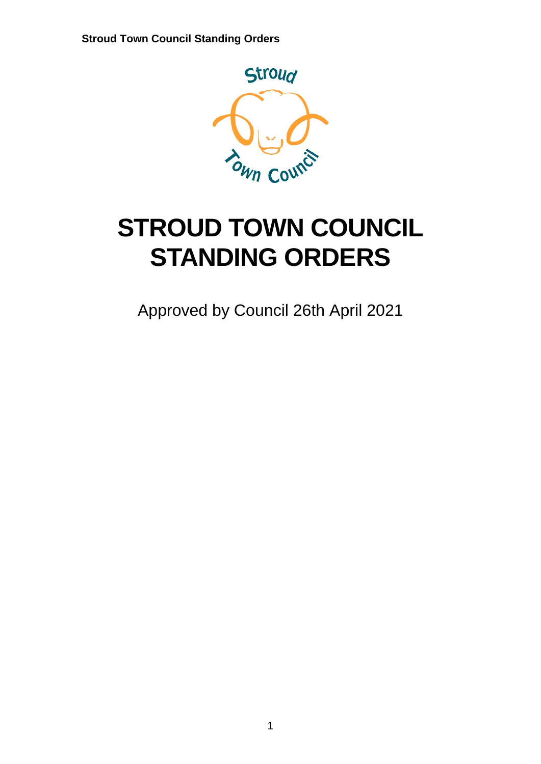# STROUD TOWN COUNCIL STANDING ORDERS

Approved by Council 26th April 2021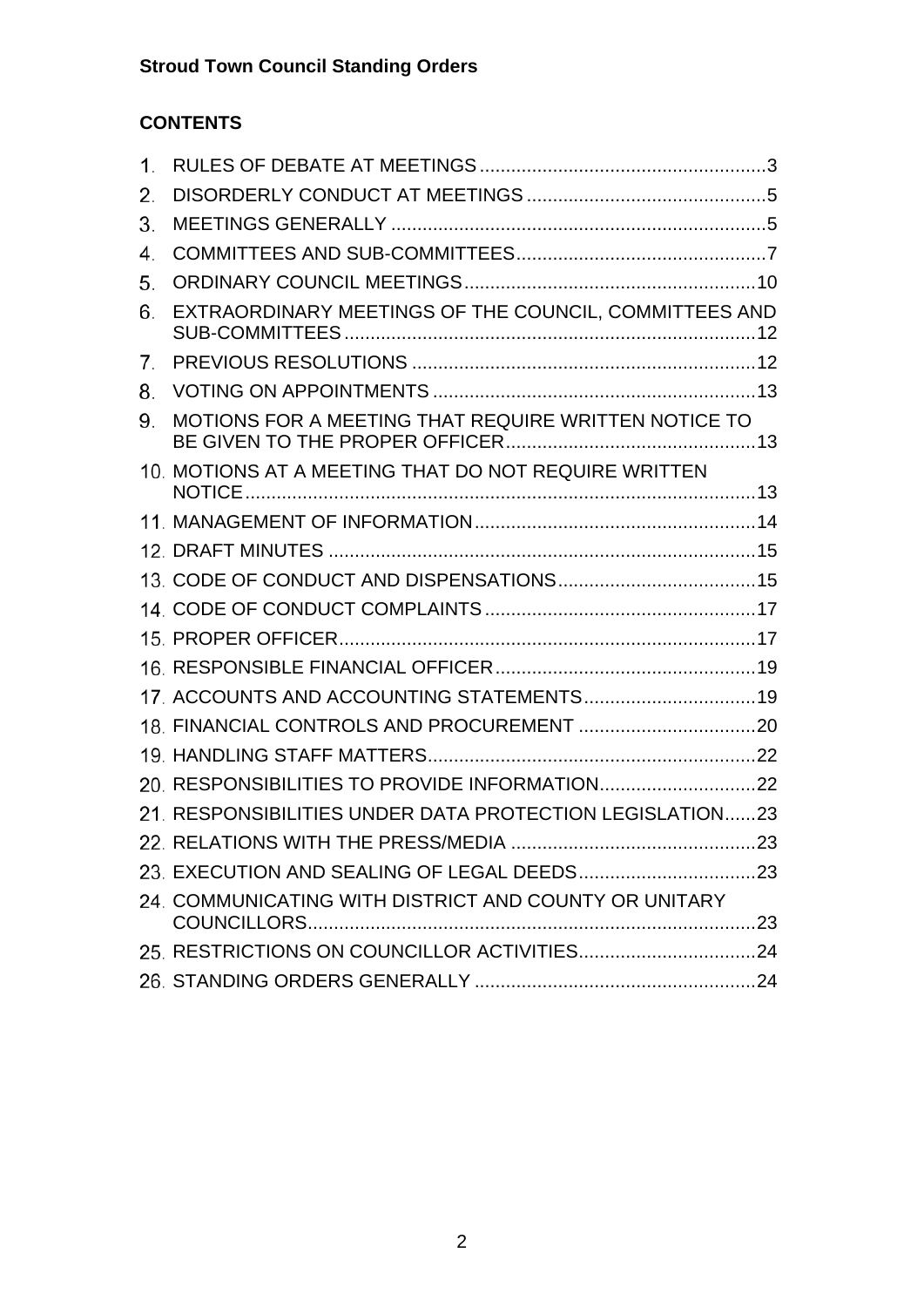**Stroud Town Council Standing Orders**

**CONTENTS**

1. RULES OF DEBATE AT MEETINGS ........................................................3
2. DISORDERLY CONDUCT AT MEETINGS ..............................................5
3. MEETINGS GENERALLY ........................................................................5
4. COMMITTEES AND SUB-COMMITTEES................................................7
5. ORDINARY COUNCIL MEETINGS........................................................10
6. EXTRAORDINARY MEETINGS OF THE COUNCIL, COMMITTEES AND SUB-COMMITTEES ...............................................................................12
7. PREVIOUS RESOLUTIONS ..................................................................12
8. VOTING ON APPOINTMENTS ..............................................................13
9. MOTIONS FOR A MEETING THAT REQUIRE WRITTEN NOTICE TO BE GIVEN TO THE PROPER OFFICER.................................................13
10. MOTIONS AT A MEETING THAT DO NOT REQUIRE WRITTEN NOTICE..................................................................................................13
11. MANAGEMENT OF INFORMATION......................................................14
12. DRAFT MINUTES ..................................................................................15
13. CODE OF CONDUCT AND DISPENSATIONS.......................................15
14. CODE OF CONDUCT COMPLAINTS .....................................................17
15. PROPER OFFICER.................................................................................17
16. RESPONSIBLE FINANCIAL OFFICER..................................................19
17. ACCOUNTS AND ACCOUNTING STATEMENTS..................................19
18. FINANCIAL CONTROLS AND PROCUREMENT ..................................20
19. HANDLING STAFF MATTERS...............................................................22
20. RESPONSIBILITIES TO PROVIDE INFORMATION..............................22
21. RESPONSIBILITIES UNDER DATA PROTECTION LEGISLATION......23
22. RELATIONS WITH THE PRESS/MEDIA ...............................................23
23. EXECUTION AND SEALING OF LEGAL DEEDS..................................23
24. COMMUNICATING WITH DISTRICT AND COUNTY OR UNITARY COUNCILLORS......................................................................................23
25. RESTRICTIONS ON COUNCILLOR ACTIVITIES..................................24
26. STANDING ORDERS GENERALLY ......................................................24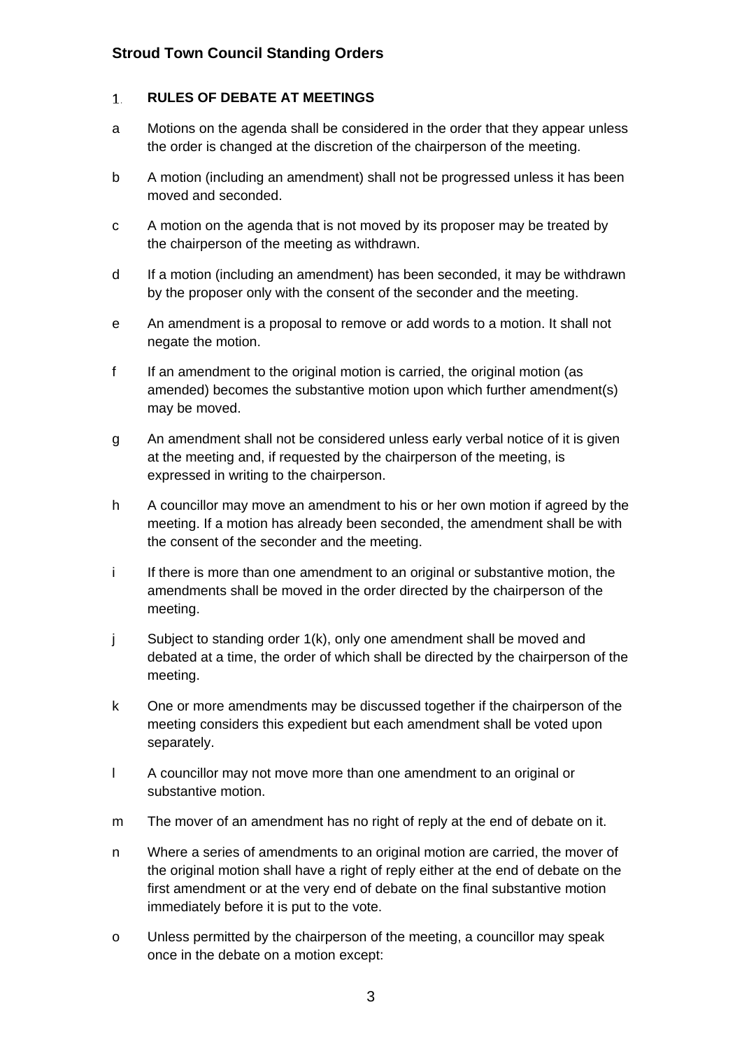## 1. RULES OF DEBATE AT MEETINGS

a  Motions on the agenda shall be considered in the order that they appear unless the order is changed at the discretion of the chairperson of the meeting.

b  A motion (including an amendment) shall not be progressed unless it has been moved and seconded.

c  A motion on the agenda that is not moved by its proposer may be treated by the chairperson of the meeting as withdrawn.

d  If a motion (including an amendment) has been seconded, it may be withdrawn by the proposer only with the consent of the seconder and the meeting.

e  An amendment is a proposal to remove or add words to a motion. It shall not negate the motion.

f  If an amendment to the original motion is carried, the original motion (as amended) becomes the substantive motion upon which further amendment(s) may be moved.

g  An amendment shall not be considered unless early verbal notice of it is given at the meeting and, if requested by the chairperson of the meeting, is expressed in writing to the chairperson.

h  A councillor may move an amendment to his or her own motion if agreed by the meeting. If a motion has already been seconded, the amendment shall be with the consent of the seconder and the meeting.

i  If there is more than one amendment to an original or substantive motion, the amendments shall be moved in the order directed by the chairperson of the meeting.

j  Subject to standing order 1(k), only one amendment shall be moved and debated at a time, the order of which shall be directed by the chairperson of the meeting.

k  One or more amendments may be discussed together if the chairperson of the meeting considers this expedient but each amendment shall be voted upon separately.

l  A councillor may not move more than one amendment to an original or substantive motion.

m  The mover of an amendment has no right of reply at the end of debate on it.

n  Where a series of amendments to an original motion are carried, the mover of the original motion shall have a right of reply either at the end of debate on the first amendment or at the very end of debate on the final substantive motion immediately before it is put to the vote.

o  Unless permitted by the chairperson of the meeting, a councillor may speak once in the debate on a motion except: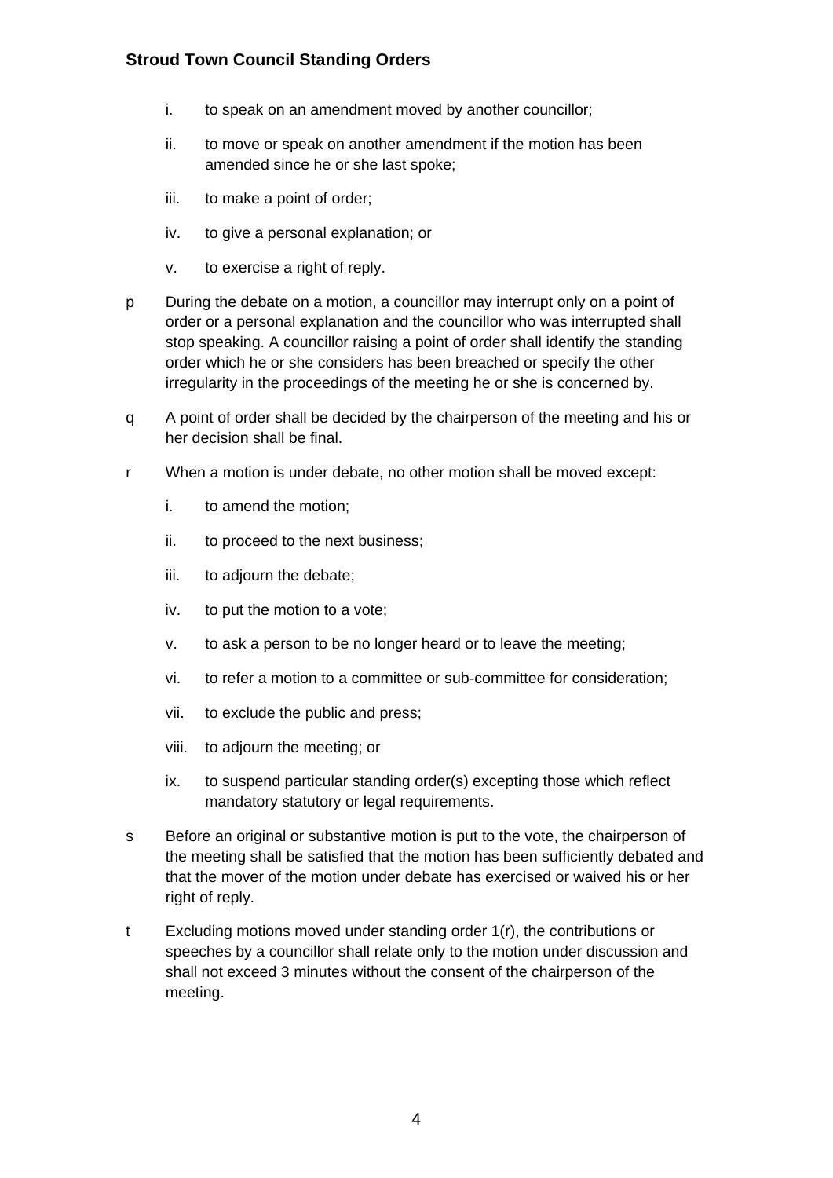i. to speak on an amendment moved by another councillor;
   ii. to move or speak on another amendment if the motion has been amended since he or she last spoke;
   iii. to make a point of order;
   iv. to give a personal explanation; or
   v. to exercise a right of reply.

p During the debate on a motion, a councillor may interrupt only on a point of order or a personal explanation and the councillor who was interrupted shall stop speaking. A councillor raising a point of order shall identify the standing order which he or she considers has been breached or specify the other irregularity in the proceedings of the meeting he or she is concerned by.

q A point of order shall be decided by the chairperson of the meeting and his or her decision shall be final.

r When a motion is under debate, no other motion shall be moved except:

   i. to amend the motion;
   ii. to proceed to the next business;
   iii. to adjourn the debate;
   iv. to put the motion to a vote;
   v. to ask a person to be no longer heard or to leave the meeting;
   vi. to refer a motion to a committee or sub-committee for consideration;
   vii. to exclude the public and press;
   viii. to adjourn the meeting; or
   ix. to suspend particular standing order(s) excepting those which reflect mandatory statutory or legal requirements.

s Before an original or substantive motion is put to the vote, the chairperson of the meeting shall be satisfied that the motion has been sufficiently debated and that the mover of the motion under debate has exercised or waived his or her right of reply.

t Excluding motions moved under standing order 1(r), the contributions or speeches by a councillor shall relate only to the motion under discussion and shall not exceed 3 minutes without the consent of the chairperson of the meeting.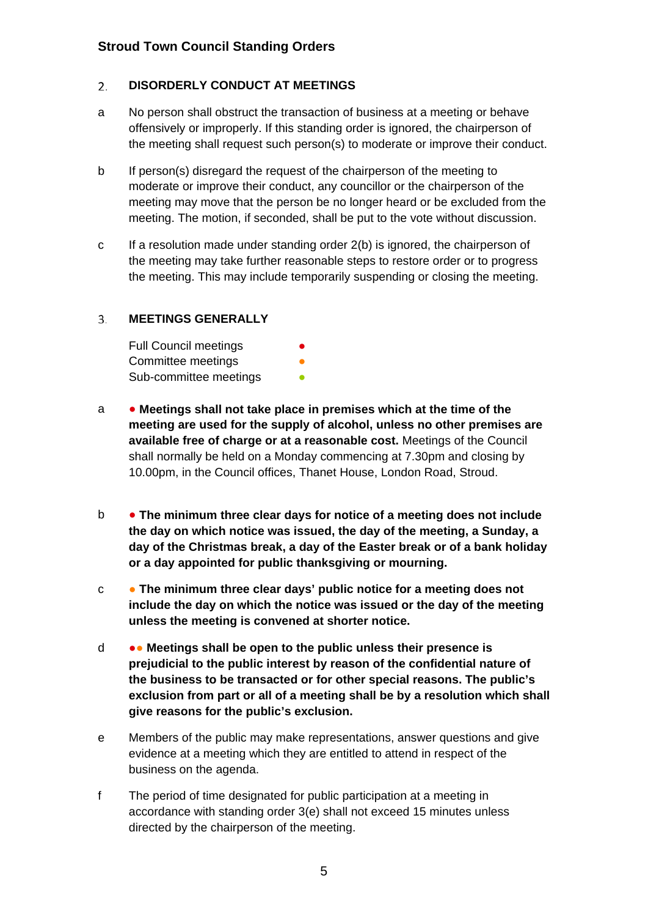## 2. DISORDERLY CONDUCT AT MEETINGS

a No person shall obstruct the transaction of business at a meeting or behave offensively or improperly. If this standing order is ignored, the chairperson of the meeting shall request such person(s) to moderate or improve their conduct.

b If person(s) disregard the request of the chairperson of the meeting to moderate or improve their conduct, any councillor or the chairperson of the meeting may move that the person be no longer heard or be excluded from the meeting. The motion, if seconded, shall be put to the vote without discussion.

c If a resolution made under standing order 2(b) is ignored, the chairperson of the meeting may take further reasonable steps to restore order or to progress the meeting. This may include temporarily suspending or closing the meeting.

## 3. MEETINGS GENERALLY

Full Council meetings ●
Committee meetings ●
Sub-committee meetings ●

a ● **Meetings shall not take place in premises which at the time of the meeting are used for the supply of alcohol, unless no other premises are available free of charge or at a reasonable cost.** Meetings of the Council shall normally be held on a Monday commencing at 7.30pm and closing by 10.00pm, in the Council offices, Thanet House, London Road, Stroud.

b ● **The minimum three clear days for notice of a meeting does not include the day on which notice was issued, the day of the meeting, a Sunday, a day of the Christmas break, a day of the Easter break or of a bank holiday or a day appointed for public thanksgiving or mourning.**

c ● **The minimum three clear days' public notice for a meeting does not include the day on which the notice was issued or the day of the meeting unless the meeting is convened at shorter notice.**

d ●● **Meetings shall be open to the public unless their presence is prejudicial to the public interest by reason of the confidential nature of the business to be transacted or for other special reasons. The public's exclusion from part or all of a meeting shall be by a resolution which shall give reasons for the public's exclusion.**

e Members of the public may make representations, answer questions and give evidence at a meeting which they are entitled to attend in respect of the business on the agenda.

f The period of time designated for public participation at a meeting in accordance with standing order 3(e) shall not exceed 15 minutes unless directed by the chairperson of the meeting.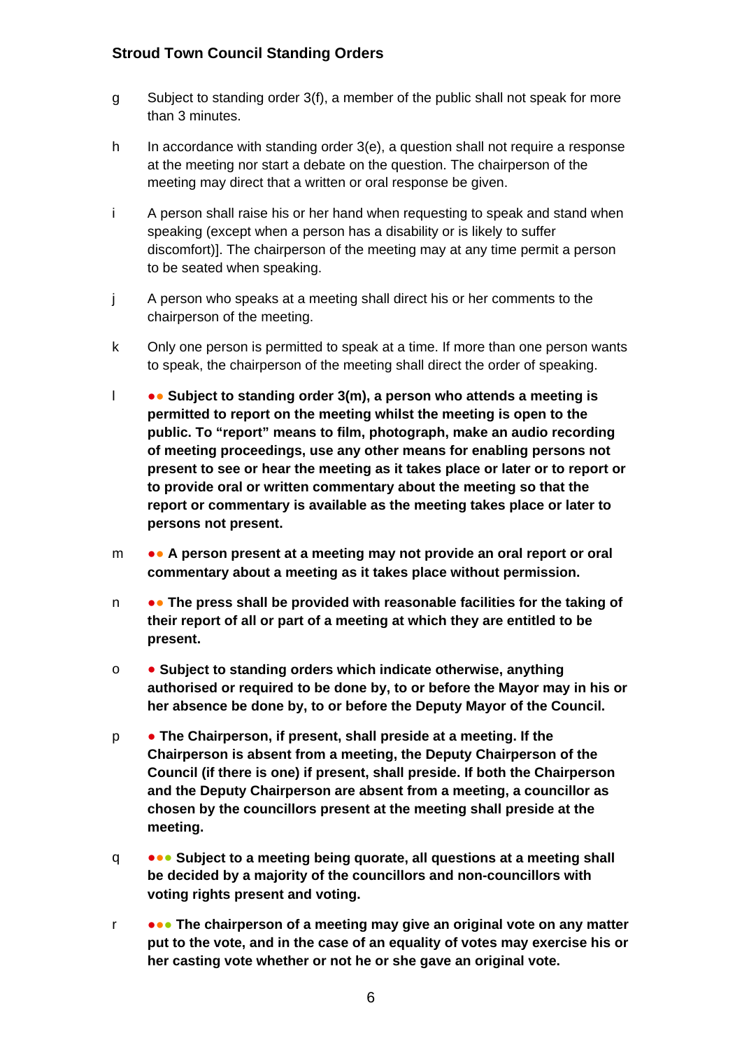g Subject to standing order 3(f), a member of the public shall not speak for more than 3 minutes.

h In accordance with standing order 3(e), a question shall not require a response at the meeting nor start a debate on the question. The chairperson of the meeting may direct that a written or oral response be given.

i A person shall raise his or her hand when requesting to speak and stand when speaking (except when a person has a disability or is likely to suffer discomfort)]. The chairperson of the meeting may at any time permit a person to be seated when speaking.

j A person who speaks at a meeting shall direct his or her comments to the chairperson of the meeting.

k Only one person is permitted to speak at a time. If more than one person wants to speak, the chairperson of the meeting shall direct the order of speaking.

l ●● **Subject to standing order 3(m), a person who attends a meeting is permitted to report on the meeting whilst the meeting is open to the public. To "report" means to film, photograph, make an audio recording of meeting proceedings, use any other means for enabling persons not present to see or hear the meeting as it takes place or later or to report or to provide oral or written commentary about the meeting so that the report or commentary is available as the meeting takes place or later to persons not present.**

m ●● **A person present at a meeting may not provide an oral report or oral commentary about a meeting as it takes place without permission.**

n ●● **The press shall be provided with reasonable facilities for the taking of their report of all or part of a meeting at which they are entitled to be present.**

o ● **Subject to standing orders which indicate otherwise, anything authorised or required to be done by, to or before the Mayor may in his or her absence be done by, to or before the Deputy Mayor of the Council.**

p ● **The Chairperson, if present, shall preside at a meeting. If the Chairperson is absent from a meeting, the Deputy Chairperson of the Council (if there is one) if present, shall preside. If both the Chairperson and the Deputy Chairperson are absent from a meeting, a councillor as chosen by the councillors present at the meeting shall preside at the meeting.**

q ●●● **Subject to a meeting being quorate, all questions at a meeting shall be decided by a majority of the councillors and non-councillors with voting rights present and voting.**

r ●●● **The chairperson of a meeting may give an original vote on any matter put to the vote, and in the case of an equality of votes may exercise his or her casting vote whether or not he or she gave an original vote.**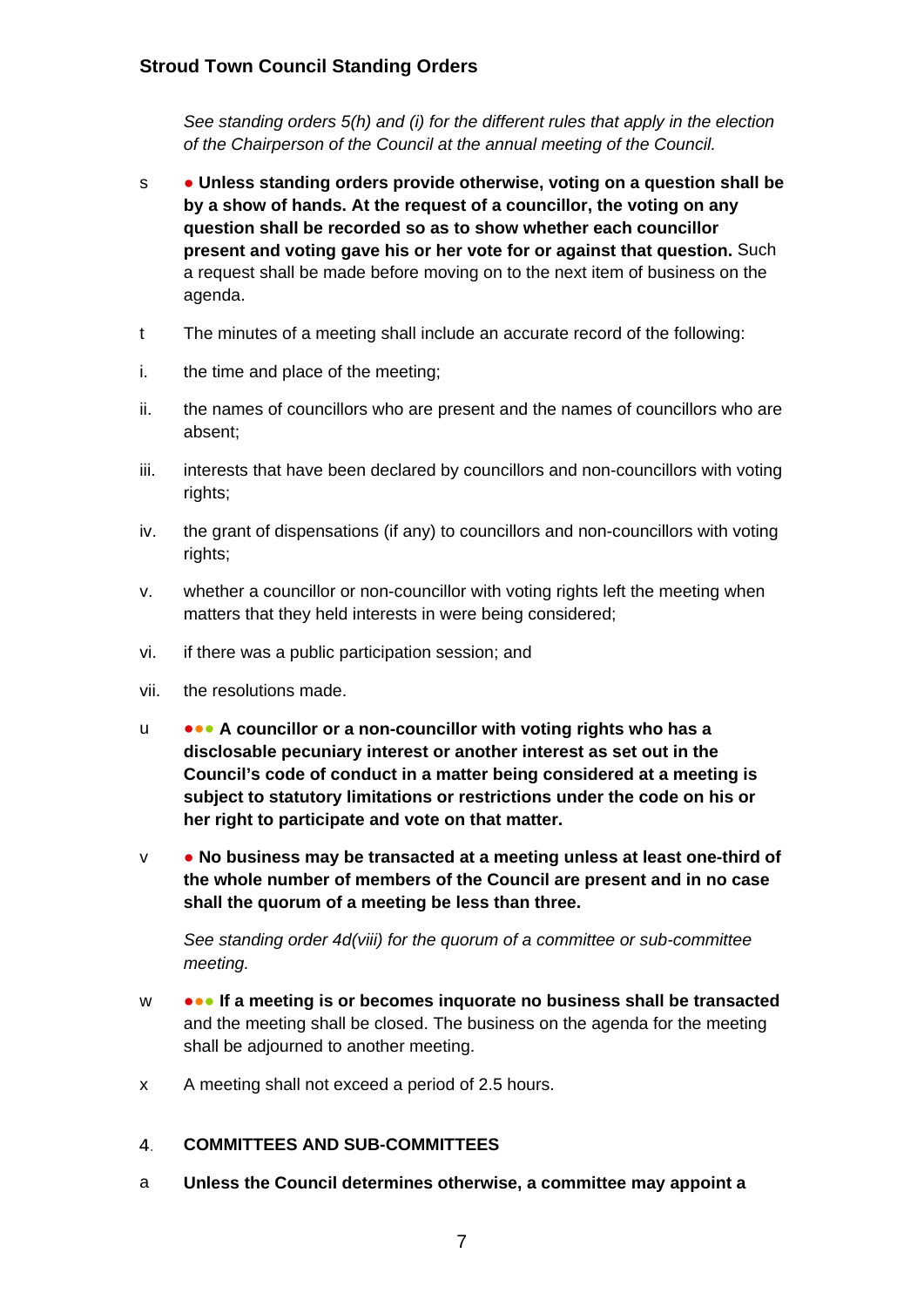*See standing orders 5(h) and (i) for the different rules that apply in the election of the Chairperson of the Council at the annual meeting of the Council.*

s ● **Unless standing orders provide otherwise, voting on a question shall be by a show of hands. At the request of a councillor, the voting on any question shall be recorded so as to show whether each councillor present and voting gave his or her vote for or against that question.** Such a request shall be made before moving on to the next item of business on the agenda.

t The minutes of a meeting shall include an accurate record of the following:

i. the time and place of the meeting;

ii. the names of councillors who are present and the names of councillors who are absent;

iii. interests that have been declared by councillors and non-councillors with voting rights;

iv. the grant of dispensations (if any) to councillors and non-councillors with voting rights;

v. whether a councillor or non-councillor with voting rights left the meeting when matters that they held interests in were being considered;

vi. if there was a public participation session; and

vii. the resolutions made.

u ●●● **A councillor or a non-councillor with voting rights who has a disclosable pecuniary interest or another interest as set out in the Council's code of conduct in a matter being considered at a meeting is subject to statutory limitations or restrictions under the code on his or her right to participate and vote on that matter.**

v ● **No business may be transacted at a meeting unless at least one-third of the whole number of members of the Council are present and in no case shall the quorum of a meeting be less than three.**

*See standing order 4d(viii) for the quorum of a committee or sub-committee meeting.*

w ●●● **If a meeting is or becomes inquorate no business shall be transacted** and the meeting shall be closed. The business on the agenda for the meeting shall be adjourned to another meeting.

x A meeting shall not exceed a period of 2.5 hours.

## 4. COMMITTEES AND SUB-COMMITTEES

a **Unless the Council determines otherwise, a committee may appoint a**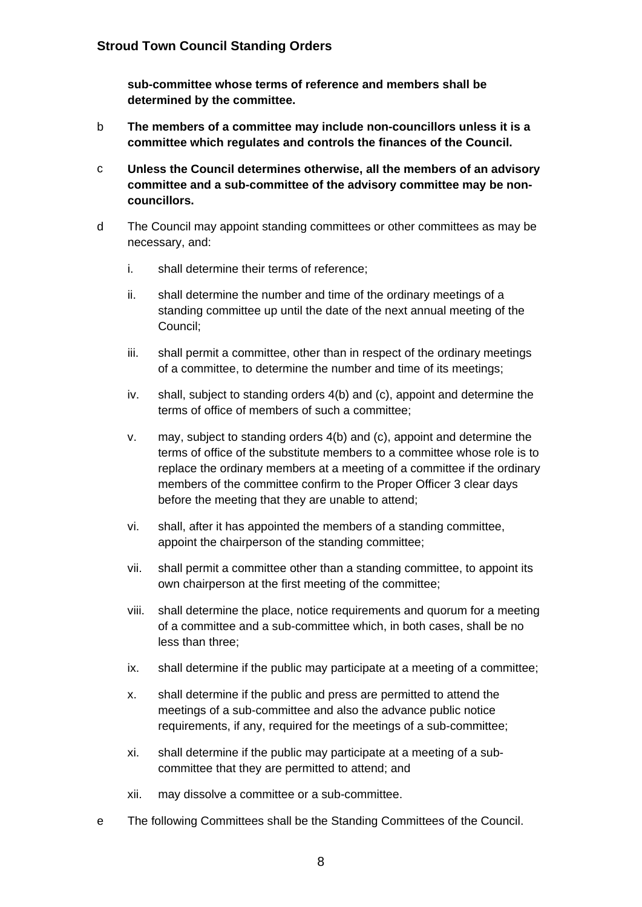**sub-committee whose terms of reference and members shall be determined by the committee.**

b **The members of a committee may include non-councillors unless it is a committee which regulates and controls the finances of the Council.**

c **Unless the Council determines otherwise, all the members of an advisory committee and a sub-committee of the advisory committee may be non-councillors.**

d The Council may appoint standing committees or other committees as may be necessary, and:

   i. shall determine their terms of reference;

   ii. shall determine the number and time of the ordinary meetings of a standing committee up until the date of the next annual meeting of the Council;

   iii. shall permit a committee, other than in respect of the ordinary meetings of a committee, to determine the number and time of its meetings;

   iv. shall, subject to standing orders 4(b) and (c), appoint and determine the terms of office of members of such a committee;

   v. may, subject to standing orders 4(b) and (c), appoint and determine the terms of office of the substitute members to a committee whose role is to replace the ordinary members at a meeting of a committee if the ordinary members of the committee confirm to the Proper Officer 3 clear days before the meeting that they are unable to attend;

   vi. shall, after it has appointed the members of a standing committee, appoint the chairperson of the standing committee;

   vii. shall permit a committee other than a standing committee, to appoint its own chairperson at the first meeting of the committee;

   viii. shall determine the place, notice requirements and quorum for a meeting of a committee and a sub-committee which, in both cases, shall be no less than three;

   ix. shall determine if the public may participate at a meeting of a committee;

   x. shall determine if the public and press are permitted to attend the meetings of a sub-committee and also the advance public notice requirements, if any, required for the meetings of a sub-committee;

   xi. shall determine if the public may participate at a meeting of a sub-committee that they are permitted to attend; and

   xii. may dissolve a committee or a sub-committee.

e The following Committees shall be the Standing Committees of the Council.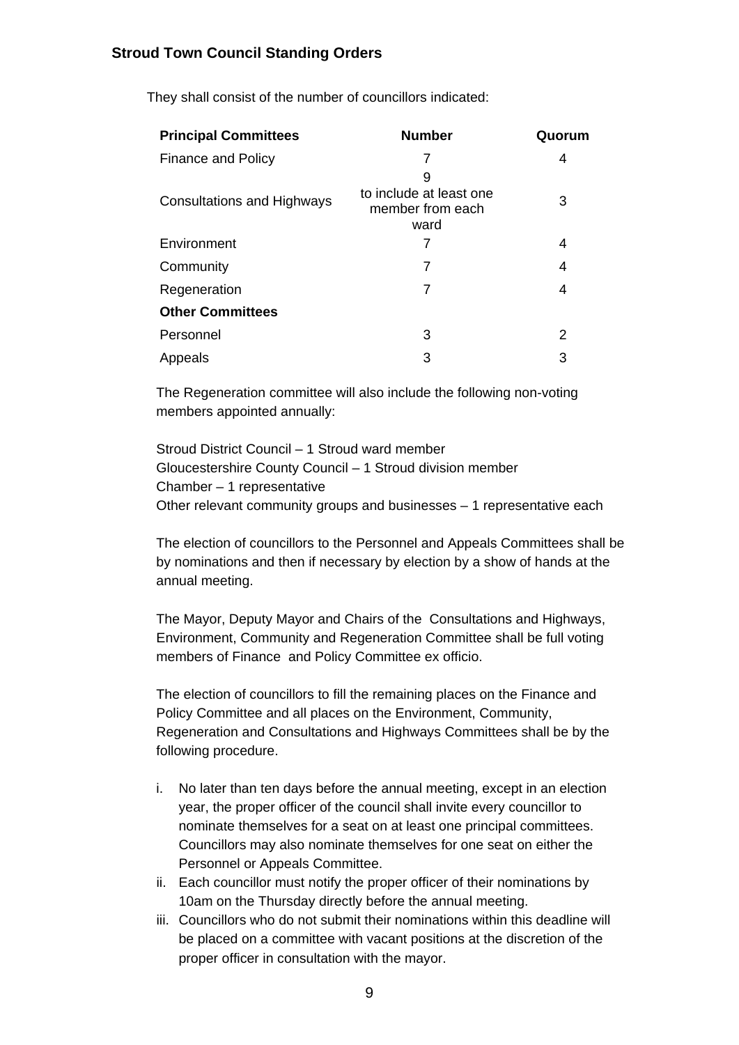They shall consist of the number of councillors indicated:

| Principal Committees | Number | Quorum |
|---|---|---|
| Finance and Policy | 7 | 4 |
| Consultations and Highways | 9 to include at least one member from each ward | 3 |
| Environment | 7 | 4 |
| Community | 7 | 4 |
| Regeneration | 7 | 4 |
| **Other Committees** | | |
| Personnel | 3 | 2 |
| Appeals | 3 | 3 |

The Regeneration committee will also include the following non-voting members appointed annually:

Stroud District Council – 1 Stroud ward member
Gloucestershire County Council – 1 Stroud division member
Chamber – 1 representative
Other relevant community groups and businesses – 1 representative each

The election of councillors to the Personnel and Appeals Committees shall be by nominations and then if necessary by election by a show of hands at the annual meeting.

The Mayor, Deputy Mayor and Chairs of the Consultations and Highways, Environment, Community and Regeneration Committee shall be full voting members of Finance and Policy Committee ex officio.

The election of councillors to fill the remaining places on the Finance and Policy Committee and all places on the Environment, Community, Regeneration and Consultations and Highways Committees shall be by the following procedure.

i. No later than ten days before the annual meeting, except in an election year, the proper officer of the council shall invite every councillor to nominate themselves for a seat on at least one principal committees. Councillors may also nominate themselves for one seat on either the Personnel or Appeals Committee.
ii. Each councillor must notify the proper officer of their nominations by 10am on the Thursday directly before the annual meeting.
iii. Councillors who do not submit their nominations within this deadline will be placed on a committee with vacant positions at the discretion of the proper officer in consultation with the mayor.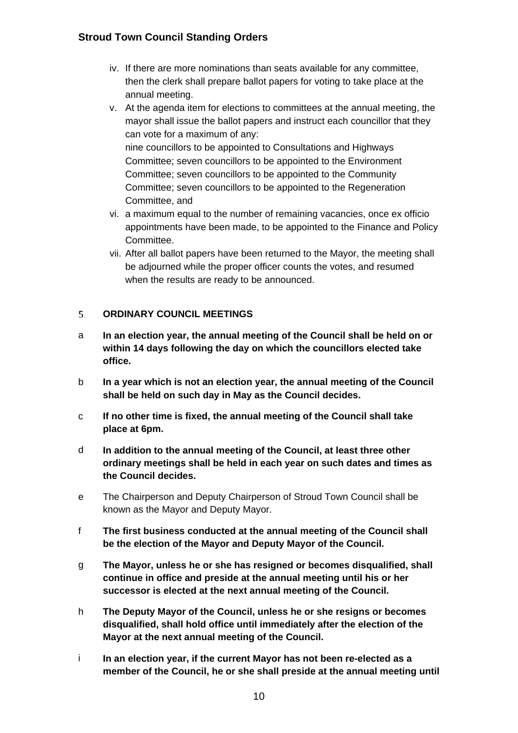iv. If there are more nominations than seats available for any committee, then the clerk shall prepare ballot papers for voting to take place at the annual meeting.

v. At the agenda item for elections to committees at the annual meeting, the mayor shall issue the ballot papers and instruct each councillor that they can vote for a maximum of any:
nine councillors to be appointed to Consultations and Highways Committee; seven councillors to be appointed to the Environment Committee; seven councillors to be appointed to the Community Committee; seven councillors to be appointed to the Regeneration Committee, and

vi. a maximum equal to the number of remaining vacancies, once ex officio appointments have been made, to be appointed to the Finance and Policy Committee.

vii. After all ballot papers have been returned to the Mayor, the meeting shall be adjourned while the proper officer counts the votes, and resumed when the results are ready to be announced.

## 5. ORDINARY COUNCIL MEETINGS

a **In an election year, the annual meeting of the Council shall be held on or within 14 days following the day on which the councillors elected take office.**

b **In a year which is not an election year, the annual meeting of the Council shall be held on such day in May as the Council decides.**

c **If no other time is fixed, the annual meeting of the Council shall take place at 6pm.**

d **In addition to the annual meeting of the Council, at least three other ordinary meetings shall be held in each year on such dates and times as the Council decides.**

e The Chairperson and Deputy Chairperson of Stroud Town Council shall be known as the Mayor and Deputy Mayor.

f **The first business conducted at the annual meeting of the Council shall be the election of the Mayor and Deputy Mayor of the Council.**

g **The Mayor, unless he or she has resigned or becomes disqualified, shall continue in office and preside at the annual meeting until his or her successor is elected at the next annual meeting of the Council.**

h **The Deputy Mayor of the Council, unless he or she resigns or becomes disqualified, shall hold office until immediately after the election of the Mayor at the next annual meeting of the Council.**

i **In an election year, if the current Mayor has not been re-elected as a member of the Council, he or she shall preside at the annual meeting until**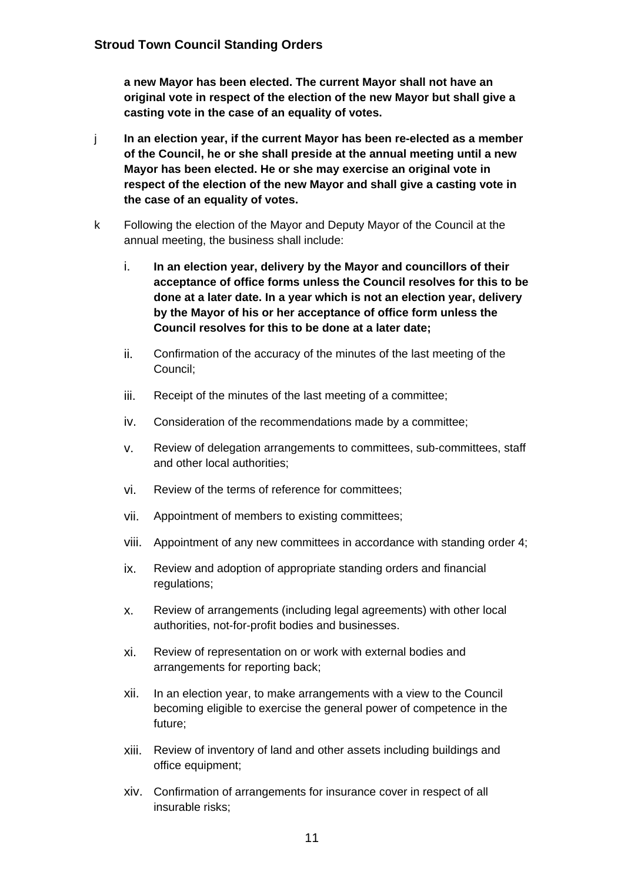**a new Mayor has been elected. The current Mayor shall not have an original vote in respect of the election of the new Mayor but shall give a casting vote in the case of an equality of votes.**

j **In an election year, if the current Mayor has been re-elected as a member of the Council, he or she shall preside at the annual meeting until a new Mayor has been elected. He or she may exercise an original vote in respect of the election of the new Mayor and shall give a casting vote in the case of an equality of votes.**

k Following the election of the Mayor and Deputy Mayor of the Council at the annual meeting, the business shall include:

i. **In an election year, delivery by the Mayor and councillors of their acceptance of office forms unless the Council resolves for this to be done at a later date. In a year which is not an election year, delivery by the Mayor of his or her acceptance of office form unless the Council resolves for this to be done at a later date;**

ii. Confirmation of the accuracy of the minutes of the last meeting of the Council;

iii. Receipt of the minutes of the last meeting of a committee;

iv. Consideration of the recommendations made by a committee;

v. Review of delegation arrangements to committees, sub-committees, staff and other local authorities;

vi. Review of the terms of reference for committees;

vii. Appointment of members to existing committees;

viii. Appointment of any new committees in accordance with standing order 4;

ix. Review and adoption of appropriate standing orders and financial regulations;

x. Review of arrangements (including legal agreements) with other local authorities, not-for-profit bodies and businesses.

xi. Review of representation on or work with external bodies and arrangements for reporting back;

xii. In an election year, to make arrangements with a view to the Council becoming eligible to exercise the general power of competence in the future;

xiii. Review of inventory of land and other assets including buildings and office equipment;

xiv. Confirmation of arrangements for insurance cover in respect of all insurable risks;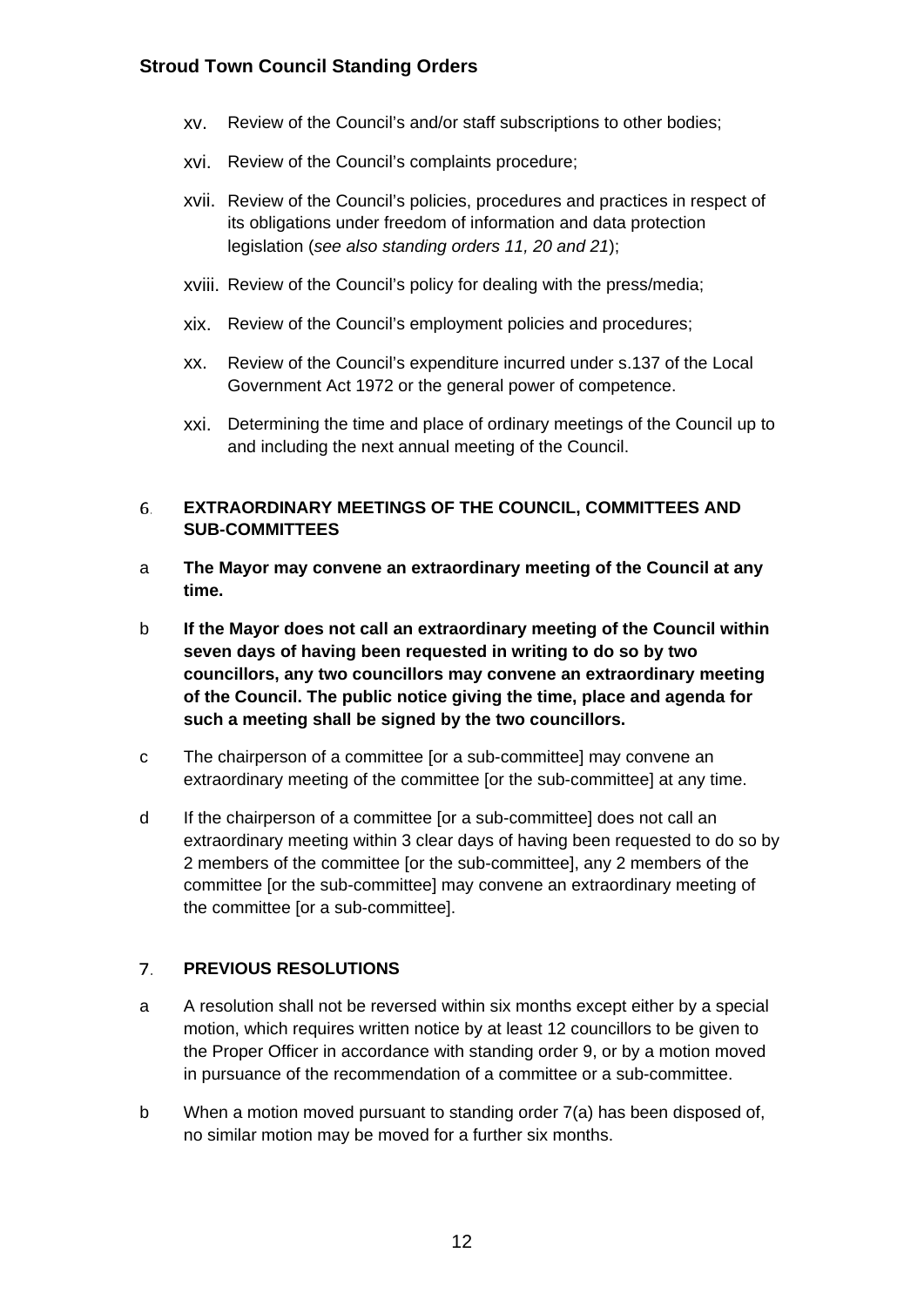xv. Review of the Council's and/or staff subscriptions to other bodies;

xvi. Review of the Council's complaints procedure;

xvii. Review of the Council's policies, procedures and practices in respect of its obligations under freedom of information and data protection legislation (*see also standing orders 11, 20 and 21*);

xviii. Review of the Council's policy for dealing with the press/media;

xix. Review of the Council's employment policies and procedures;

xx. Review of the Council's expenditure incurred under s.137 of the Local Government Act 1972 or the general power of competence.

xxi. Determining the time and place of ordinary meetings of the Council up to and including the next annual meeting of the Council.

## 6. EXTRAORDINARY MEETINGS OF THE COUNCIL, COMMITTEES AND SUB-COMMITTEES

a **The Mayor may convene an extraordinary meeting of the Council at any time.**

b **If the Mayor does not call an extraordinary meeting of the Council within seven days of having been requested in writing to do so by two councillors, any two councillors may convene an extraordinary meeting of the Council. The public notice giving the time, place and agenda for such a meeting shall be signed by the two councillors.**

c The chairperson of a committee [or a sub-committee] may convene an extraordinary meeting of the committee [or the sub-committee] at any time.

d If the chairperson of a committee [or a sub-committee] does not call an extraordinary meeting within 3 clear days of having been requested to do so by 2 members of the committee [or the sub-committee], any 2 members of the committee [or the sub-committee] may convene an extraordinary meeting of the committee [or a sub-committee].

## 7. PREVIOUS RESOLUTIONS

a A resolution shall not be reversed within six months except either by a special motion, which requires written notice by at least 12 councillors to be given to the Proper Officer in accordance with standing order 9, or by a motion moved in pursuance of the recommendation of a committee or a sub-committee.

b When a motion moved pursuant to standing order 7(a) has been disposed of, no similar motion may be moved for a further six months.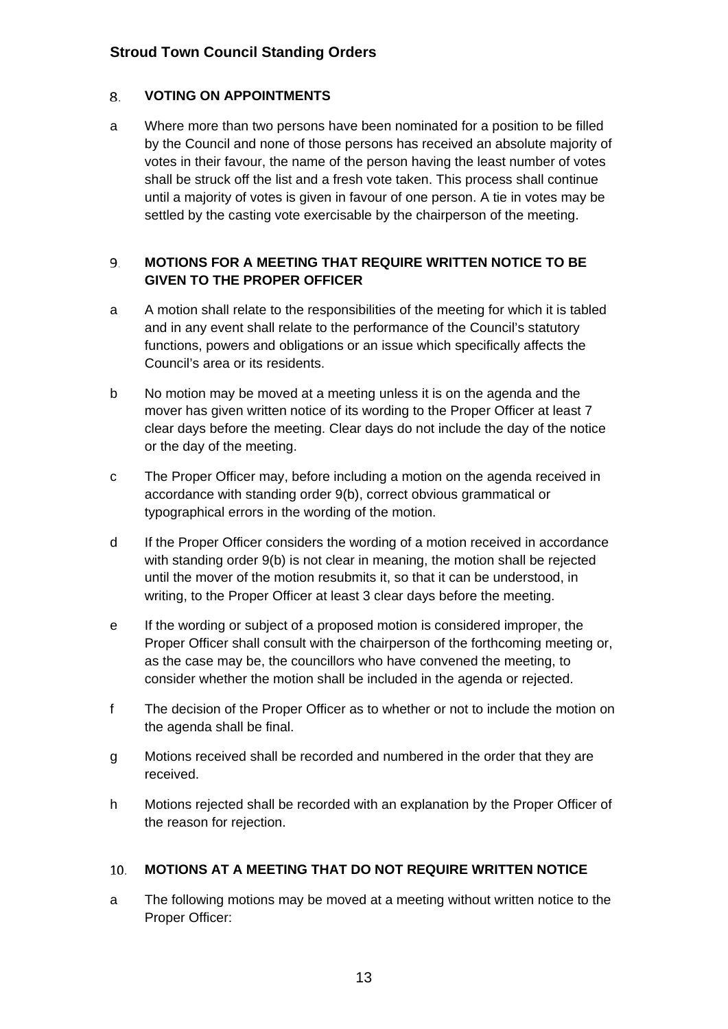## 8. VOTING ON APPOINTMENTS

a Where more than two persons have been nominated for a position to be filled by the Council and none of those persons has received an absolute majority of votes in their favour, the name of the person having the least number of votes shall be struck off the list and a fresh vote taken. This process shall continue until a majority of votes is given in favour of one person. A tie in votes may be settled by the casting vote exercisable by the chairperson of the meeting.

## 9. MOTIONS FOR A MEETING THAT REQUIRE WRITTEN NOTICE TO BE GIVEN TO THE PROPER OFFICER

a A motion shall relate to the responsibilities of the meeting for which it is tabled and in any event shall relate to the performance of the Council's statutory functions, powers and obligations or an issue which specifically affects the Council's area or its residents.

b No motion may be moved at a meeting unless it is on the agenda and the mover has given written notice of its wording to the Proper Officer at least 7 clear days before the meeting. Clear days do not include the day of the notice or the day of the meeting.

c The Proper Officer may, before including a motion on the agenda received in accordance with standing order 9(b), correct obvious grammatical or typographical errors in the wording of the motion.

d If the Proper Officer considers the wording of a motion received in accordance with standing order 9(b) is not clear in meaning, the motion shall be rejected until the mover of the motion resubmits it, so that it can be understood, in writing, to the Proper Officer at least 3 clear days before the meeting.

e If the wording or subject of a proposed motion is considered improper, the Proper Officer shall consult with the chairperson of the forthcoming meeting or, as the case may be, the councillors who have convened the meeting, to consider whether the motion shall be included in the agenda or rejected.

f The decision of the Proper Officer as to whether or not to include the motion on the agenda shall be final.

g Motions received shall be recorded and numbered in the order that they are received.

h Motions rejected shall be recorded with an explanation by the Proper Officer of the reason for rejection.

## 10. MOTIONS AT A MEETING THAT DO NOT REQUIRE WRITTEN NOTICE

a The following motions may be moved at a meeting without written notice to the Proper Officer: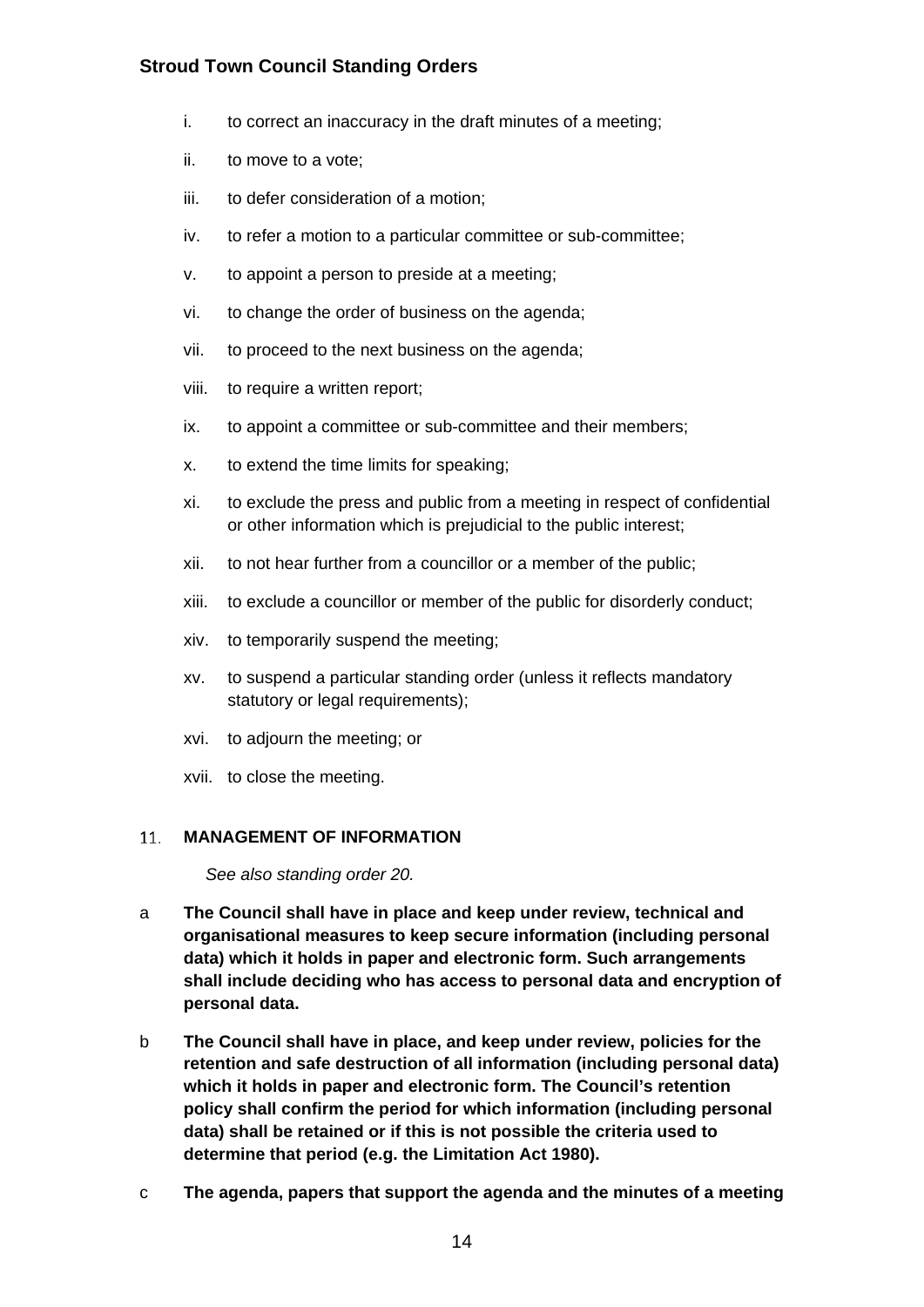i. to correct an inaccuracy in the draft minutes of a meeting;

ii. to move to a vote;

iii. to defer consideration of a motion;

iv. to refer a motion to a particular committee or sub-committee;

v. to appoint a person to preside at a meeting;

vi. to change the order of business on the agenda;

vii. to proceed to the next business on the agenda;

viii. to require a written report;

ix. to appoint a committee or sub-committee and their members;

x. to extend the time limits for speaking;

xi. to exclude the press and public from a meeting in respect of confidential or other information which is prejudicial to the public interest;

xii. to not hear further from a councillor or a member of the public;

xiii. to exclude a councillor or member of the public for disorderly conduct;

xiv. to temporarily suspend the meeting;

xv. to suspend a particular standing order (unless it reflects mandatory statutory or legal requirements);

xvi. to adjourn the meeting; or

xvii. to close the meeting.

## 11. MANAGEMENT OF INFORMATION

*See also standing order 20.*

a **The Council shall have in place and keep under review, technical and organisational measures to keep secure information (including personal data) which it holds in paper and electronic form. Such arrangements shall include deciding who has access to personal data and encryption of personal data.**

b **The Council shall have in place, and keep under review, policies for the retention and safe destruction of all information (including personal data) which it holds in paper and electronic form. The Council's retention policy shall confirm the period for which information (including personal data) shall be retained or if this is not possible the criteria used to determine that period (e.g. the Limitation Act 1980).**

c **The agenda, papers that support the agenda and the minutes of a meeting**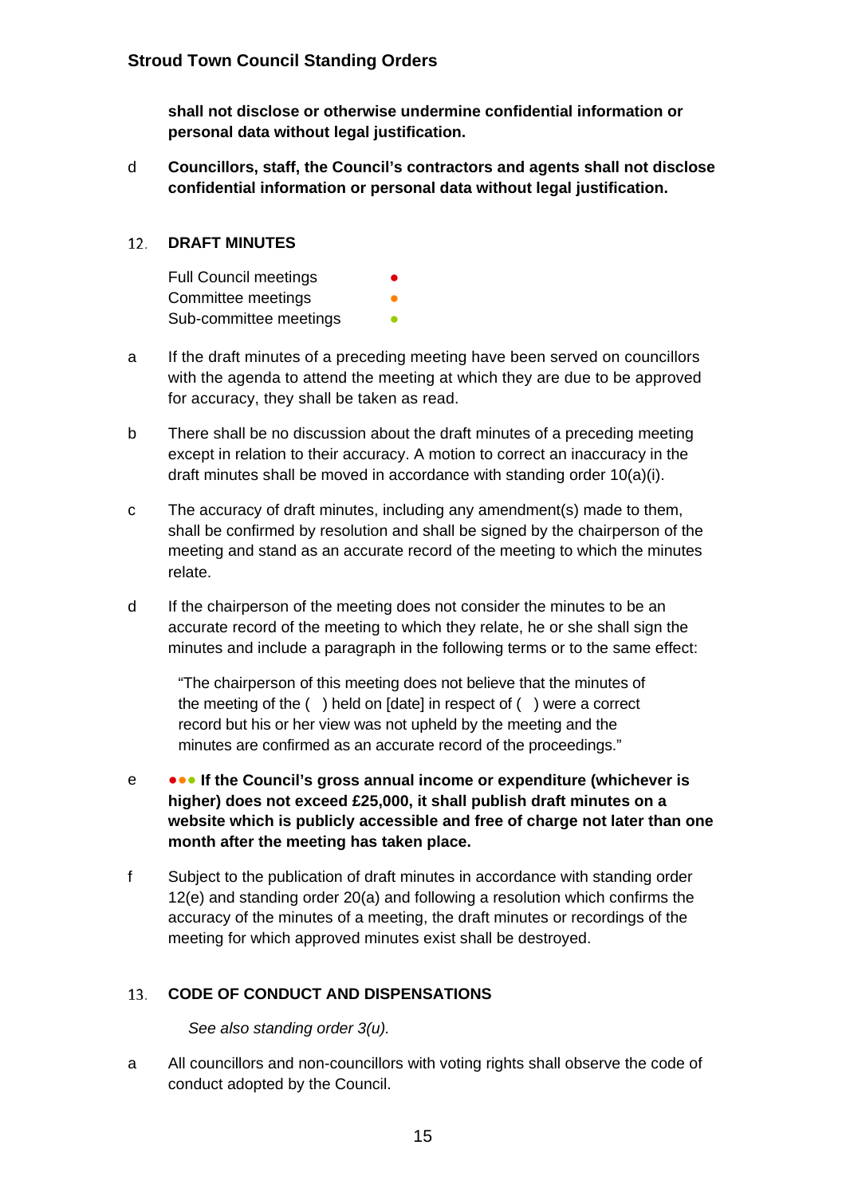**shall not disclose or otherwise undermine confidential information or personal data without legal justification.**

d **Councillors, staff, the Council's contractors and agents shall not disclose confidential information or personal data without legal justification.**

## 12. DRAFT MINUTES

Full Council meetings ●
Committee meetings ●
Sub-committee meetings ●

a If the draft minutes of a preceding meeting have been served on councillors with the agenda to attend the meeting at which they are due to be approved for accuracy, they shall be taken as read.

b There shall be no discussion about the draft minutes of a preceding meeting except in relation to their accuracy. A motion to correct an inaccuracy in the draft minutes shall be moved in accordance with standing order 10(a)(i).

c The accuracy of draft minutes, including any amendment(s) made to them, shall be confirmed by resolution and shall be signed by the chairperson of the meeting and stand as an accurate record of the meeting to which the minutes relate.

d If the chairperson of the meeting does not consider the minutes to be an accurate record of the meeting to which they relate, he or she shall sign the minutes and include a paragraph in the following terms or to the same effect:

> "The chairperson of this meeting does not believe that the minutes of the meeting of the ( ) held on [date] in respect of ( ) were a correct record but his or her view was not upheld by the meeting and the minutes are confirmed as an accurate record of the proceedings."

e ●●● **If the Council's gross annual income or expenditure (whichever is higher) does not exceed £25,000, it shall publish draft minutes on a website which is publicly accessible and free of charge not later than one month after the meeting has taken place.**

f Subject to the publication of draft minutes in accordance with standing order 12(e) and standing order 20(a) and following a resolution which confirms the accuracy of the minutes of a meeting, the draft minutes or recordings of the meeting for which approved minutes exist shall be destroyed.

## 13. CODE OF CONDUCT AND DISPENSATIONS

*See also standing order 3(u).*

a All councillors and non-councillors with voting rights shall observe the code of conduct adopted by the Council.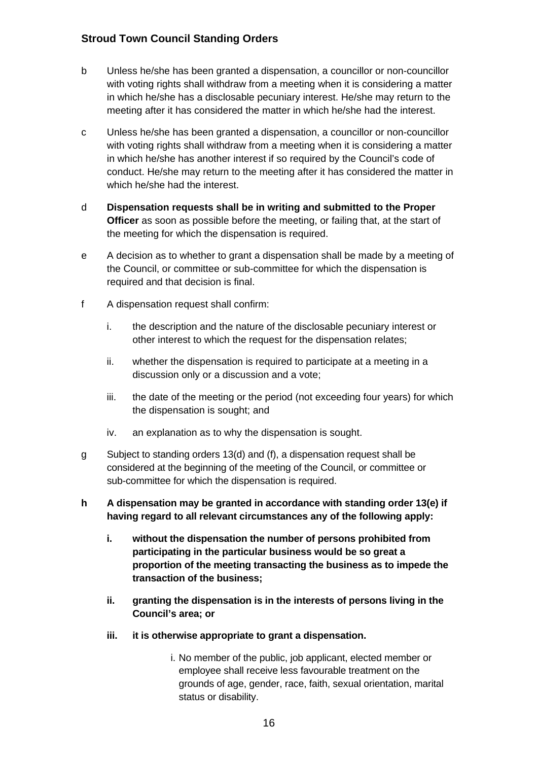b Unless he/she has been granted a dispensation, a councillor or non-councillor with voting rights shall withdraw from a meeting when it is considering a matter in which he/she has a disclosable pecuniary interest. He/she may return to the meeting after it has considered the matter in which he/she had the interest.

c Unless he/she has been granted a dispensation, a councillor or non-councillor with voting rights shall withdraw from a meeting when it is considering a matter in which he/she has another interest if so required by the Council's code of conduct. He/she may return to the meeting after it has considered the matter in which he/she had the interest.

d **Dispensation requests shall be in writing and submitted to the Proper Officer** as soon as possible before the meeting, or failing that, at the start of the meeting for which the dispensation is required.

e A decision as to whether to grant a dispensation shall be made by a meeting of the Council, or committee or sub-committee for which the dispensation is required and that decision is final.

f A dispensation request shall confirm:

i. the description and the nature of the disclosable pecuniary interest or other interest to which the request for the dispensation relates;

ii. whether the dispensation is required to participate at a meeting in a discussion only or a discussion and a vote;

iii. the date of the meeting or the period (not exceeding four years) for which the dispensation is sought; and

iv. an explanation as to why the dispensation is sought.

g Subject to standing orders 13(d) and (f), a dispensation request shall be considered at the beginning of the meeting of the Council, or committee or sub-committee for which the dispensation is required.

**h A dispensation may be granted in accordance with standing order 13(e) if having regard to all relevant circumstances any of the following apply:**

**i. without the dispensation the number of persons prohibited from participating in the particular business would be so great a proportion of the meeting transacting the business as to impede the transaction of the business;**

**ii. granting the dispensation is in the interests of persons living in the Council's area; or**

**iii. it is otherwise appropriate to grant a dispensation.**

i. No member of the public, job applicant, elected member or employee shall receive less favourable treatment on the grounds of age, gender, race, faith, sexual orientation, marital status or disability.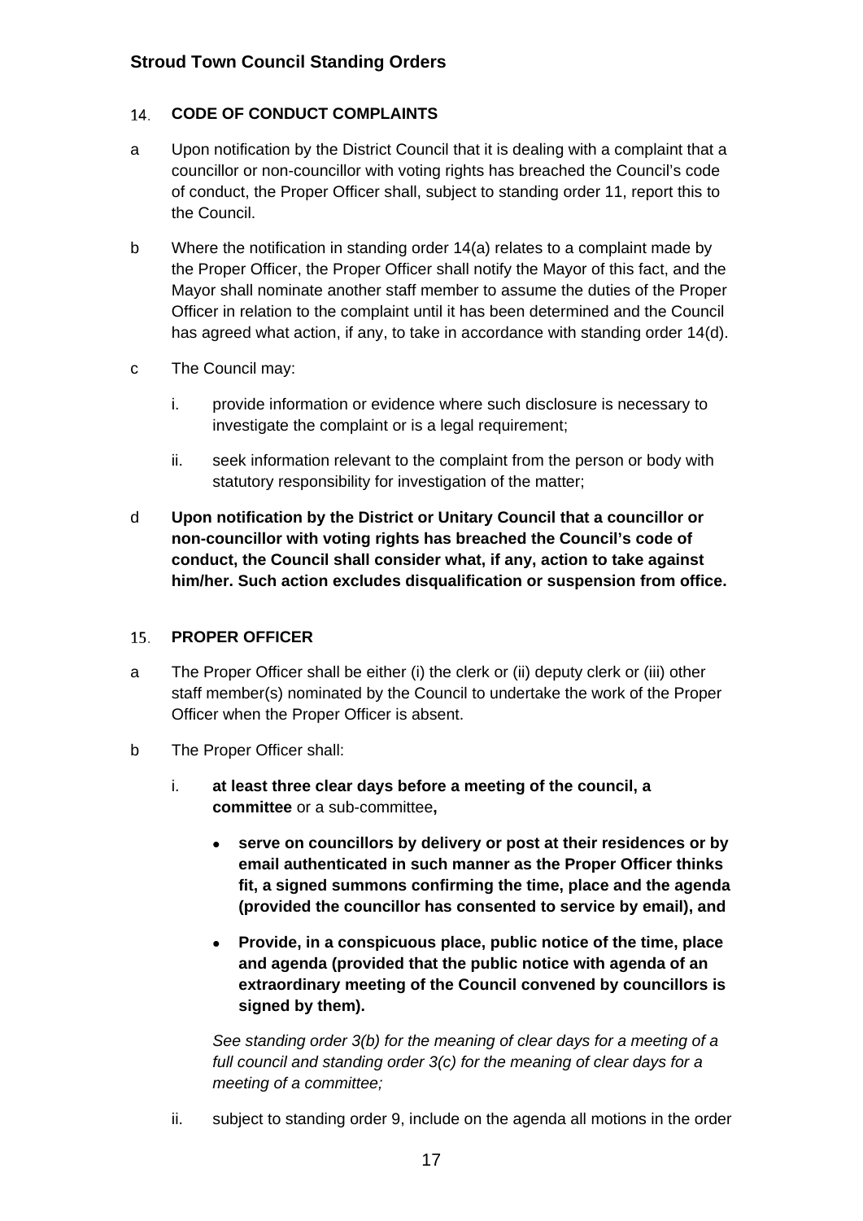## 14. CODE OF CONDUCT COMPLAINTS

a Upon notification by the District Council that it is dealing with a complaint that a councillor or non-councillor with voting rights has breached the Council's code of conduct, the Proper Officer shall, subject to standing order 11, report this to the Council.

b Where the notification in standing order 14(a) relates to a complaint made by the Proper Officer, the Proper Officer shall notify the Mayor of this fact, and the Mayor shall nominate another staff member to assume the duties of the Proper Officer in relation to the complaint until it has been determined and the Council has agreed what action, if any, to take in accordance with standing order 14(d).

c The Council may:

i. provide information or evidence where such disclosure is necessary to investigate the complaint or is a legal requirement;

ii. seek information relevant to the complaint from the person or body with statutory responsibility for investigation of the matter;

d **Upon notification by the District or Unitary Council that a councillor or non-councillor with voting rights has breached the Council's code of conduct, the Council shall consider what, if any, action to take against him/her. Such action excludes disqualification or suspension from office.**

## 15. PROPER OFFICER

a The Proper Officer shall be either (i) the clerk or (ii) deputy clerk or (iii) other staff member(s) nominated by the Council to undertake the work of the Proper Officer when the Proper Officer is absent.

b The Proper Officer shall:

i. **at least three clear days before a meeting of the council, a committee** or a sub-committee**,**

- **serve on councillors by delivery or post at their residences or by email authenticated in such manner as the Proper Officer thinks fit, a signed summons confirming the time, place and the agenda (provided the councillor has consented to service by email), and**
- **Provide, in a conspicuous place, public notice of the time, place and agenda (provided that the public notice with agenda of an extraordinary meeting of the Council convened by councillors is signed by them).**

*See standing order 3(b) for the meaning of clear days for a meeting of a full council and standing order 3(c) for the meaning of clear days for a meeting of a committee;*

ii. subject to standing order 9, include on the agenda all motions in the order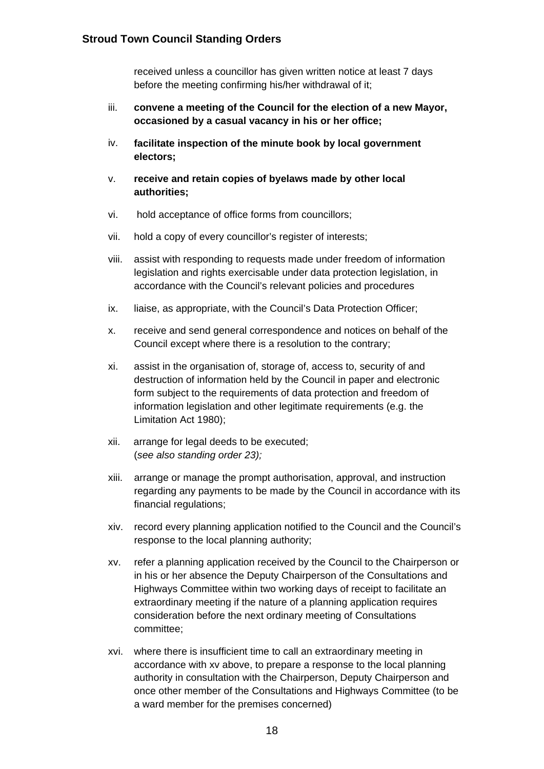received unless a councillor has given written notice at least 7 days before the meeting confirming his/her withdrawal of it;

iii. **convene a meeting of the Council for the election of a new Mayor, occasioned by a casual vacancy in his or her office;**

iv. **facilitate inspection of the minute book by local government electors;**

v. **receive and retain copies of byelaws made by other local authorities;**

vi. hold acceptance of office forms from councillors;

vii. hold a copy of every councillor's register of interests;

viii. assist with responding to requests made under freedom of information legislation and rights exercisable under data protection legislation, in accordance with the Council's relevant policies and procedures

ix. liaise, as appropriate, with the Council's Data Protection Officer;

x. receive and send general correspondence and notices on behalf of the Council except where there is a resolution to the contrary;

xi. assist in the organisation of, storage of, access to, security of and destruction of information held by the Council in paper and electronic form subject to the requirements of data protection and freedom of information legislation and other legitimate requirements (e.g. the Limitation Act 1980);

xii. arrange for legal deeds to be executed;
(*see also standing order 23);*

xiii. arrange or manage the prompt authorisation, approval, and instruction regarding any payments to be made by the Council in accordance with its financial regulations;

xiv. record every planning application notified to the Council and the Council's response to the local planning authority;

xv. refer a planning application received by the Council to the Chairperson or in his or her absence the Deputy Chairperson of the Consultations and Highways Committee within two working days of receipt to facilitate an extraordinary meeting if the nature of a planning application requires consideration before the next ordinary meeting of Consultations committee;

xvi. where there is insufficient time to call an extraordinary meeting in accordance with xv above, to prepare a response to the local planning authority in consultation with the Chairperson, Deputy Chairperson and once other member of the Consultations and Highways Committee (to be a ward member for the premises concerned)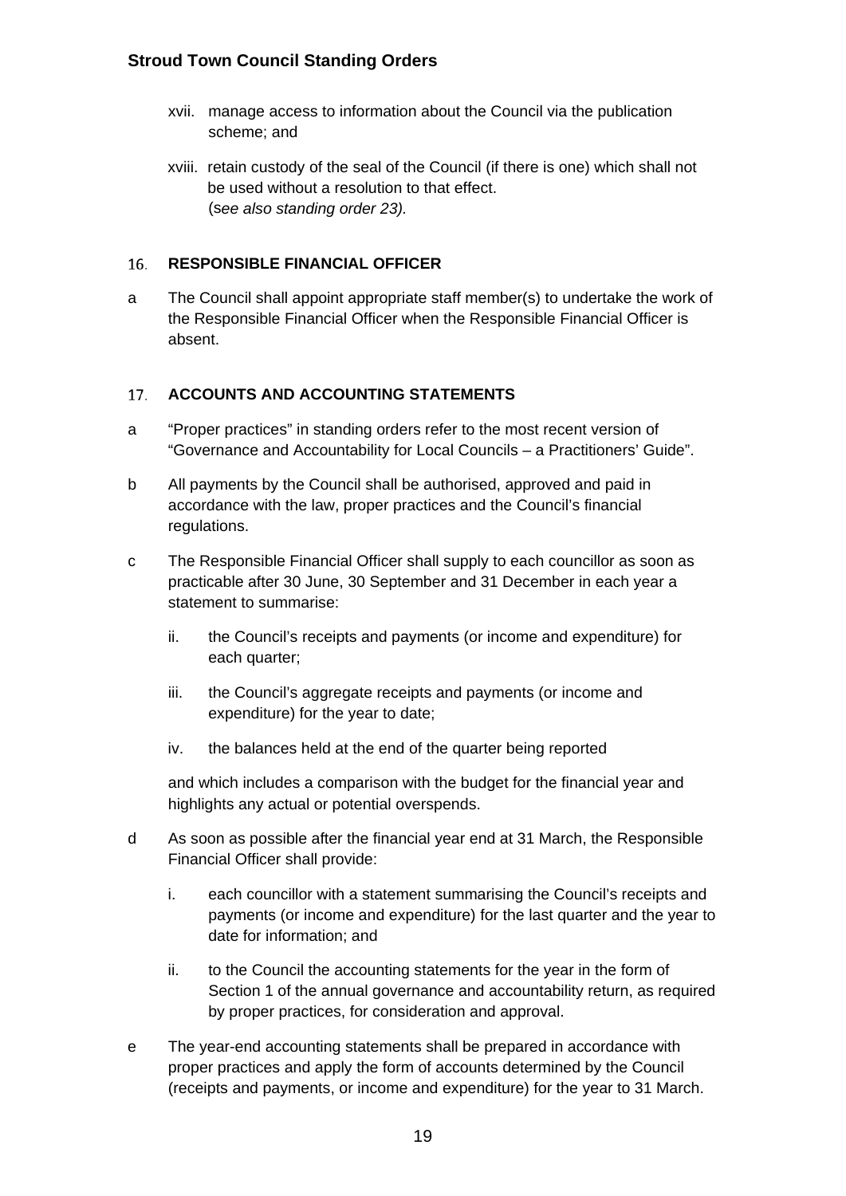xvii. manage access to information about the Council via the publication scheme; and

xviii. retain custody of the seal of the Council (if there is one) which shall not be used without a resolution to that effect. (*see also standing order 23).*

## 16. RESPONSIBLE FINANCIAL OFFICER

a The Council shall appoint appropriate staff member(s) to undertake the work of the Responsible Financial Officer when the Responsible Financial Officer is absent.

## 17. ACCOUNTS AND ACCOUNTING STATEMENTS

a "Proper practices" in standing orders refer to the most recent version of "Governance and Accountability for Local Councils – a Practitioners' Guide".

b All payments by the Council shall be authorised, approved and paid in accordance with the law, proper practices and the Council's financial regulations.

c The Responsible Financial Officer shall supply to each councillor as soon as practicable after 30 June, 30 September and 31 December in each year a statement to summarise:

ii. the Council's receipts and payments (or income and expenditure) for each quarter;

iii. the Council's aggregate receipts and payments (or income and expenditure) for the year to date;

iv. the balances held at the end of the quarter being reported

and which includes a comparison with the budget for the financial year and highlights any actual or potential overspends.

d As soon as possible after the financial year end at 31 March, the Responsible Financial Officer shall provide:

i. each councillor with a statement summarising the Council's receipts and payments (or income and expenditure) for the last quarter and the year to date for information; and

ii. to the Council the accounting statements for the year in the form of Section 1 of the annual governance and accountability return, as required by proper practices, for consideration and approval.

e The year-end accounting statements shall be prepared in accordance with proper practices and apply the form of accounts determined by the Council (receipts and payments, or income and expenditure) for the year to 31 March.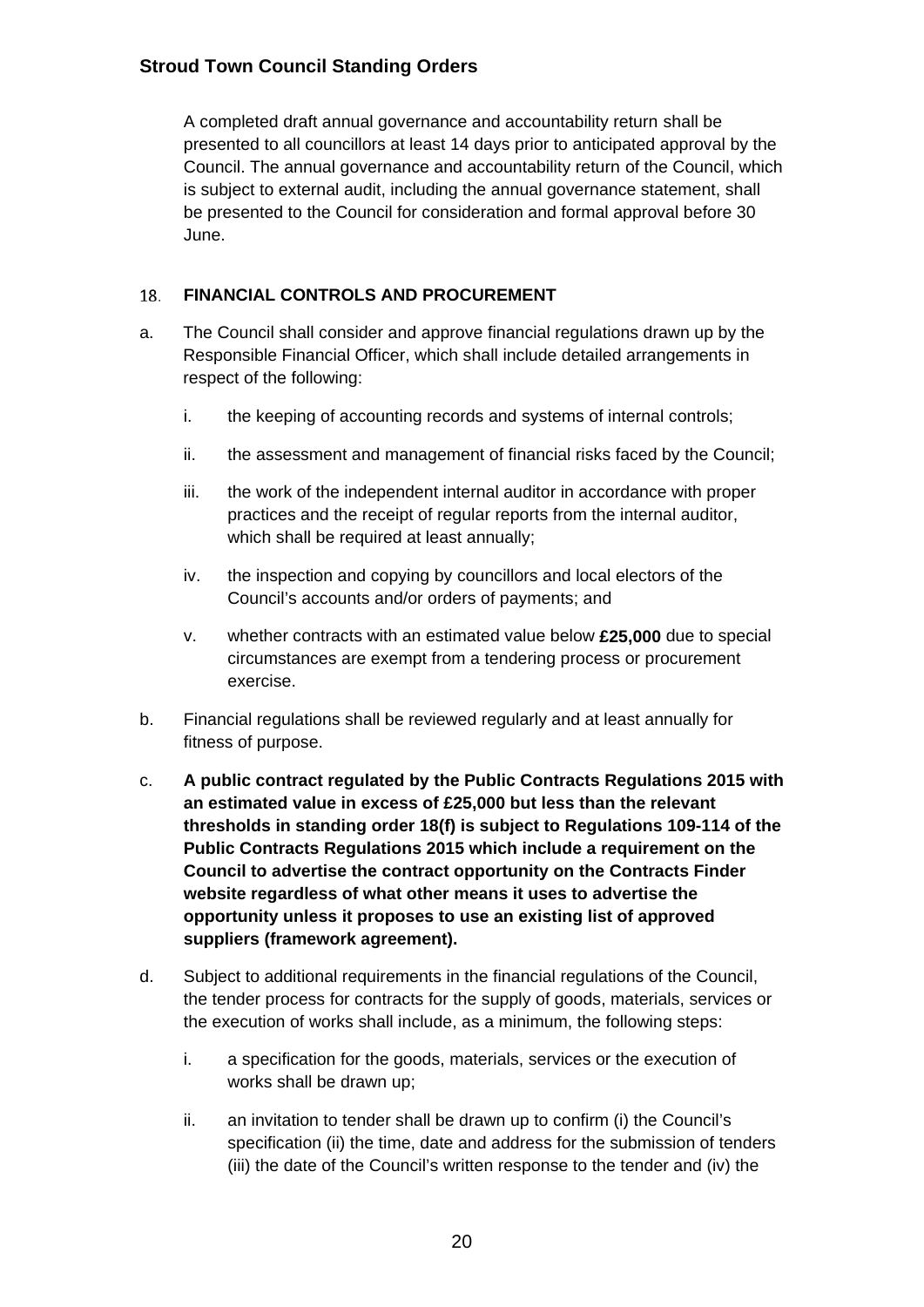A completed draft annual governance and accountability return shall be presented to all councillors at least 14 days prior to anticipated approval by the Council. The annual governance and accountability return of the Council, which is subject to external audit, including the annual governance statement, shall be presented to the Council for consideration and formal approval before 30 June.

## 18. FINANCIAL CONTROLS AND PROCUREMENT

a. The Council shall consider and approve financial regulations drawn up by the Responsible Financial Officer, which shall include detailed arrangements in respect of the following:

   i. the keeping of accounting records and systems of internal controls;

   ii. the assessment and management of financial risks faced by the Council;

   iii. the work of the independent internal auditor in accordance with proper practices and the receipt of regular reports from the internal auditor, which shall be required at least annually;

   iv. the inspection and copying by councillors and local electors of the Council's accounts and/or orders of payments; and

   v. whether contracts with an estimated value below **£25,000** due to special circumstances are exempt from a tendering process or procurement exercise.

b. Financial regulations shall be reviewed regularly and at least annually for fitness of purpose.

c. **A public contract regulated by the Public Contracts Regulations 2015 with an estimated value in excess of £25,000 but less than the relevant thresholds in standing order 18(f) is subject to Regulations 109-114 of the Public Contracts Regulations 2015 which include a requirement on the Council to advertise the contract opportunity on the Contracts Finder website regardless of what other means it uses to advertise the opportunity unless it proposes to use an existing list of approved suppliers (framework agreement).**

d. Subject to additional requirements in the financial regulations of the Council, the tender process for contracts for the supply of goods, materials, services or the execution of works shall include, as a minimum, the following steps:

   i. a specification for the goods, materials, services or the execution of works shall be drawn up;

   ii. an invitation to tender shall be drawn up to confirm (i) the Council's specification (ii) the time, date and address for the submission of tenders (iii) the date of the Council's written response to the tender and (iv) the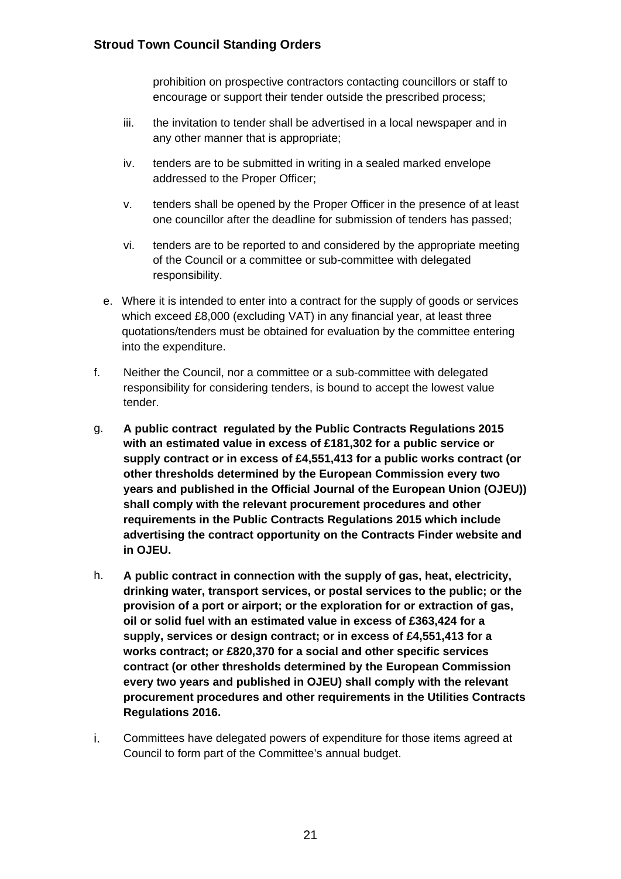prohibition on prospective contractors contacting councillors or staff to encourage or support their tender outside the prescribed process;

iii. the invitation to tender shall be advertised in a local newspaper and in any other manner that is appropriate;

iv. tenders are to be submitted in writing in a sealed marked envelope addressed to the Proper Officer;

v. tenders shall be opened by the Proper Officer in the presence of at least one councillor after the deadline for submission of tenders has passed;

vi. tenders are to be reported to and considered by the appropriate meeting of the Council or a committee or sub-committee with delegated responsibility.

e. Where it is intended to enter into a contract for the supply of goods or services which exceed £8,000 (excluding VAT) in any financial year, at least three quotations/tenders must be obtained for evaluation by the committee entering into the expenditure.

f. Neither the Council, nor a committee or a sub-committee with delegated responsibility for considering tenders, is bound to accept the lowest value tender.

g. **A public contract regulated by the Public Contracts Regulations 2015 with an estimated value in excess of £181,302 for a public service or supply contract or in excess of £4,551,413 for a public works contract (or other thresholds determined by the European Commission every two years and published in the Official Journal of the European Union (OJEU)) shall comply with the relevant procurement procedures and other requirements in the Public Contracts Regulations 2015 which include advertising the contract opportunity on the Contracts Finder website and in OJEU.**

h. **A public contract in connection with the supply of gas, heat, electricity, drinking water, transport services, or postal services to the public; or the provision of a port or airport; or the exploration for or extraction of gas, oil or solid fuel with an estimated value in excess of £363,424 for a supply, services or design contract; or in excess of £4,551,413 for a works contract; or £820,370 for a social and other specific services contract (or other thresholds determined by the European Commission every two years and published in OJEU) shall comply with the relevant procurement procedures and other requirements in the Utilities Contracts Regulations 2016.**

i. Committees have delegated powers of expenditure for those items agreed at Council to form part of the Committee's annual budget.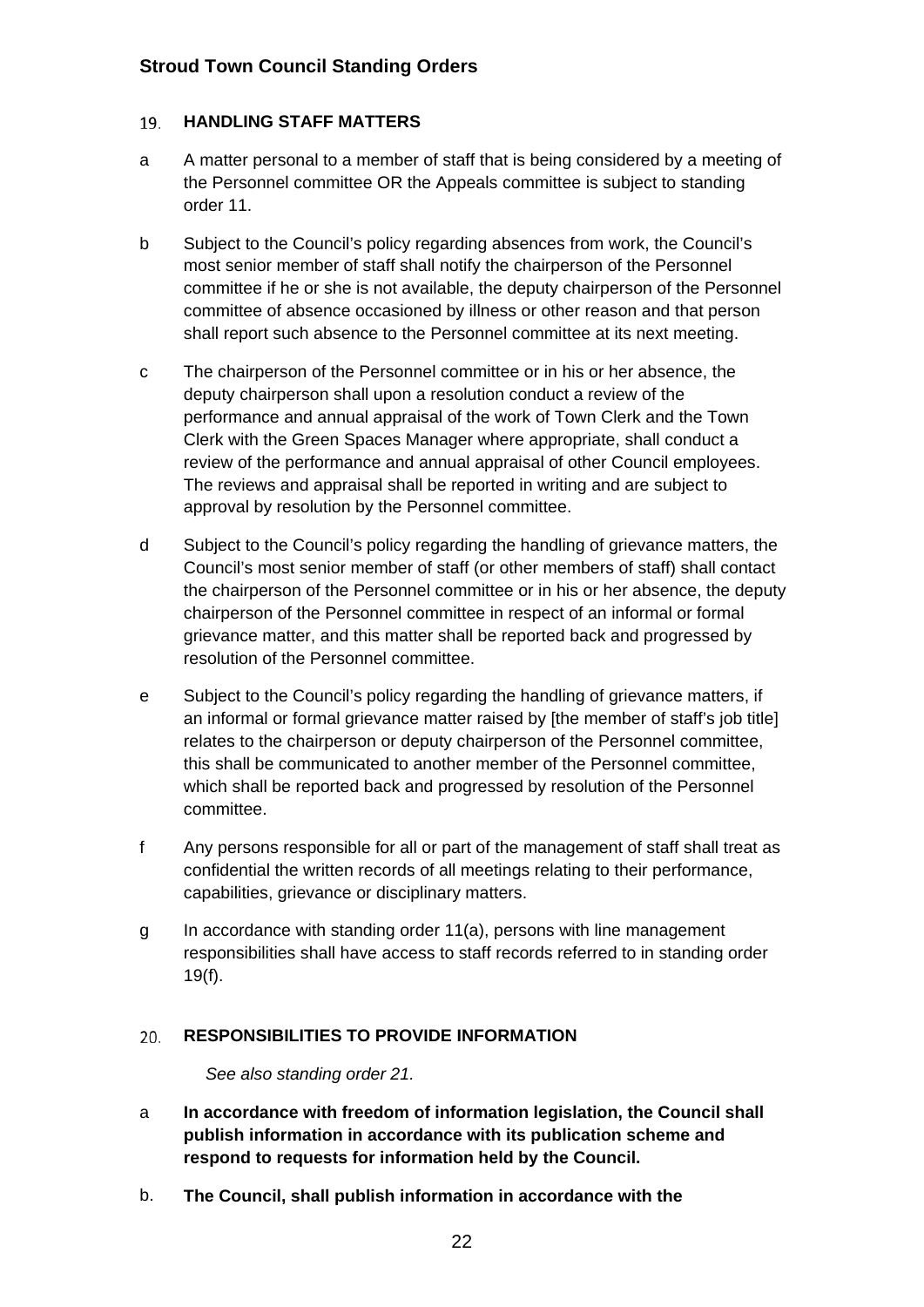## 19. HANDLING STAFF MATTERS

a A matter personal to a member of staff that is being considered by a meeting of the Personnel committee OR the Appeals committee is subject to standing order 11.

b Subject to the Council's policy regarding absences from work, the Council's most senior member of staff shall notify the chairperson of the Personnel committee if he or she is not available, the deputy chairperson of the Personnel committee of absence occasioned by illness or other reason and that person shall report such absence to the Personnel committee at its next meeting.

c The chairperson of the Personnel committee or in his or her absence, the deputy chairperson shall upon a resolution conduct a review of the performance and annual appraisal of the work of Town Clerk and the Town Clerk with the Green Spaces Manager where appropriate, shall conduct a review of the performance and annual appraisal of other Council employees. The reviews and appraisal shall be reported in writing and are subject to approval by resolution by the Personnel committee.

d Subject to the Council's policy regarding the handling of grievance matters, the Council's most senior member of staff (or other members of staff) shall contact the chairperson of the Personnel committee or in his or her absence, the deputy chairperson of the Personnel committee in respect of an informal or formal grievance matter, and this matter shall be reported back and progressed by resolution of the Personnel committee.

e Subject to the Council's policy regarding the handling of grievance matters, if an informal or formal grievance matter raised by [the member of staff's job title] relates to the chairperson or deputy chairperson of the Personnel committee, this shall be communicated to another member of the Personnel committee, which shall be reported back and progressed by resolution of the Personnel committee.

f Any persons responsible for all or part of the management of staff shall treat as confidential the written records of all meetings relating to their performance, capabilities, grievance or disciplinary matters.

g In accordance with standing order 11(a), persons with line management responsibilities shall have access to staff records referred to in standing order 19(f).

## 20. RESPONSIBILITIES TO PROVIDE INFORMATION

*See also standing order 21.*

a **In accordance with freedom of information legislation, the Council shall publish information in accordance with its publication scheme and respond to requests for information held by the Council.**

b. **The Council, shall publish information in accordance with the**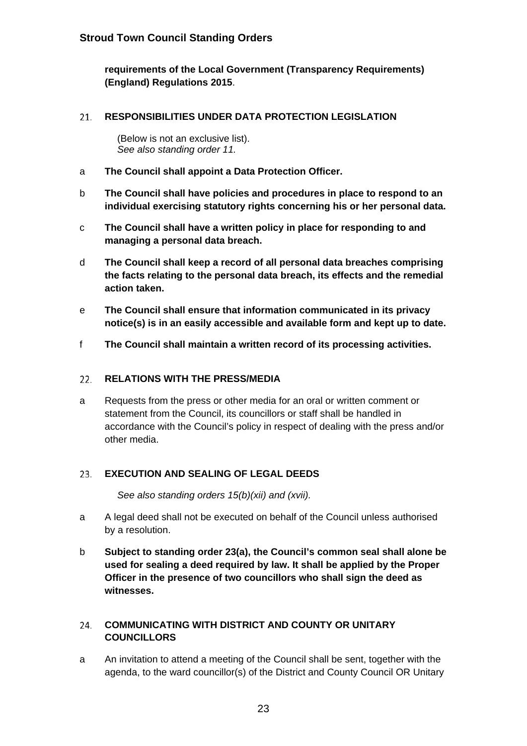**requirements of the Local Government (Transparency Requirements) (England) Regulations 2015**.

## 21. RESPONSIBILITIES UNDER DATA PROTECTION LEGISLATION

(Below is not an exclusive list).
*See also standing order 11.*

a **The Council shall appoint a Data Protection Officer.**

b **The Council shall have policies and procedures in place to respond to an individual exercising statutory rights concerning his or her personal data.**

c **The Council shall have a written policy in place for responding to and managing a personal data breach.**

d **The Council shall keep a record of all personal data breaches comprising the facts relating to the personal data breach, its effects and the remedial action taken.**

e **The Council shall ensure that information communicated in its privacy notice(s) is in an easily accessible and available form and kept up to date.**

f **The Council shall maintain a written record of its processing activities.**

## 22. RELATIONS WITH THE PRESS/MEDIA

a Requests from the press or other media for an oral or written comment or statement from the Council, its councillors or staff shall be handled in accordance with the Council's policy in respect of dealing with the press and/or other media.

## 23. EXECUTION AND SEALING OF LEGAL DEEDS

*See also standing orders 15(b)(xii) and (xvii).*

a A legal deed shall not be executed on behalf of the Council unless authorised by a resolution.

b **Subject to standing order 23(a), the Council's common seal shall alone be used for sealing a deed required by law. It shall be applied by the Proper Officer in the presence of two councillors who shall sign the deed as witnesses.**

## 24. COMMUNICATING WITH DISTRICT AND COUNTY OR UNITARY COUNCILLORS

a An invitation to attend a meeting of the Council shall be sent, together with the agenda, to the ward councillor(s) of the District and County Council OR Unitary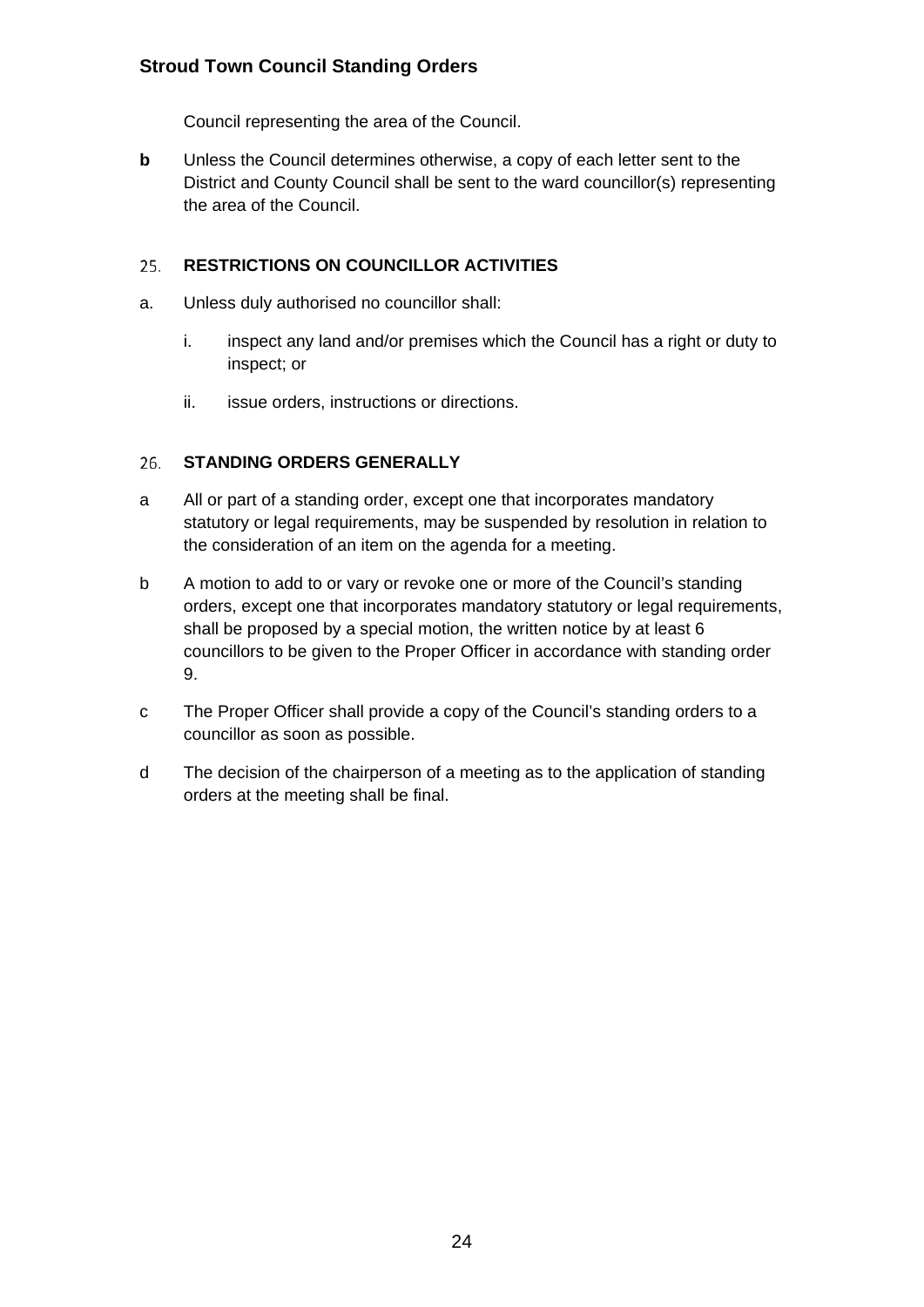Council representing the area of the Council.

**b** Unless the Council determines otherwise, a copy of each letter sent to the District and County Council shall be sent to the ward councillor(s) representing the area of the Council.

## 25. RESTRICTIONS ON COUNCILLOR ACTIVITIES

a. Unless duly authorised no councillor shall:

   i. inspect any land and/or premises which the Council has a right or duty to inspect; or

   ii. issue orders, instructions or directions.

## 26. STANDING ORDERS GENERALLY

a All or part of a standing order, except one that incorporates mandatory statutory or legal requirements, may be suspended by resolution in relation to the consideration of an item on the agenda for a meeting.

b A motion to add to or vary or revoke one or more of the Council's standing orders, except one that incorporates mandatory statutory or legal requirements, shall be proposed by a special motion, the written notice by at least 6 councillors to be given to the Proper Officer in accordance with standing order 9.

c The Proper Officer shall provide a copy of the Council's standing orders to a councillor as soon as possible.

d The decision of the chairperson of a meeting as to the application of standing orders at the meeting shall be final.